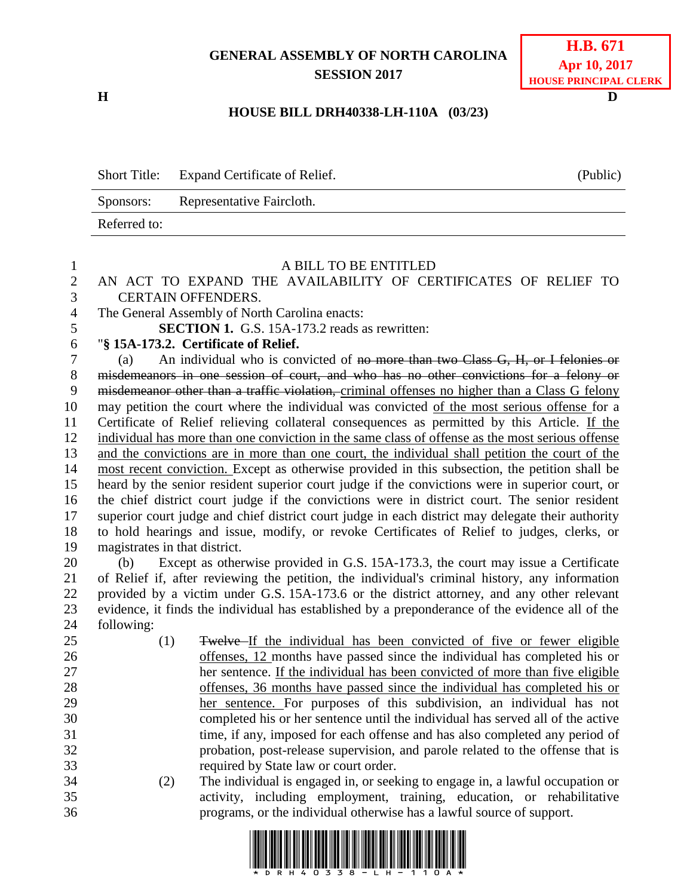**GENERAL ASSEMBLY OF NORTH CAROLINA**
**SESSION 2017**

**H.B. 671**
**Apr 10, 2017**
**HOUSE PRINCIPAL CLERK**

H D

**HOUSE BILL DRH40338-LH-110A (03/23)**

| | | |
|---|---|---|
| Short Title: | Expand Certificate of Relief. | (Public) |
| Sponsors: | Representative Faircloth. | |
| Referred to: | | |

A BILL TO BE ENTITLED

AN ACT TO EXPAND THE AVAILABILITY OF CERTIFICATES OF RELIEF TO CERTAIN OFFENDERS.

The General Assembly of North Carolina enacts:

**SECTION 1.** G.S. 15A-173.2 reads as rewritten:

"**§ 15A-173.2. Certificate of Relief.**

(a) An individual who is convicted of ~~no more than two Class G, H, or I felonies or misdemeanors in one session of court, and who has no other convictions for a felony or misdemeanor other than a traffic violation,~~ <u>criminal offenses no higher than a Class G felony</u> may petition the court where the individual was convicted <u>of the most serious offense</u> for a Certificate of Relief relieving collateral consequences as permitted by this Article. <u>If the individual has more than one conviction in the same class of offense as the most serious offense and the convictions are in more than one court, the individual shall petition the court of the most recent conviction.</u> Except as otherwise provided in this subsection, the petition shall be heard by the senior resident superior court judge if the convictions were in superior court, or the chief district court judge if the convictions were in district court. The senior resident superior court judge and chief district court judge in each district may delegate their authority to hold hearings and issue, modify, or revoke Certificates of Relief to judges, clerks, or magistrates in that district.

(b) Except as otherwise provided in G.S. 15A-173.3, the court may issue a Certificate of Relief if, after reviewing the petition, the individual's criminal history, any information provided by a victim under G.S. 15A-173.6 or the district attorney, and any other relevant evidence, it finds the individual has established by a preponderance of the evidence all of the following:

(1) ~~Twelve~~ <u>If the individual has been convicted of five or fewer eligible offenses, 12</u> months have passed since the individual has completed his or her sentence. <u>If the individual has been convicted of more than five eligible offenses, 36 months have passed since the individual has completed his or her sentence.</u> For purposes of this subdivision, an individual has not completed his or her sentence until the individual has served all of the active time, if any, imposed for each offense and has also completed any period of probation, post-release supervision, and parole related to the offense that is required by State law or court order.

(2) The individual is engaged in, or seeking to engage in, a lawful occupation or activity, including employment, training, education, or rehabilitative programs, or the individual otherwise has a lawful source of support.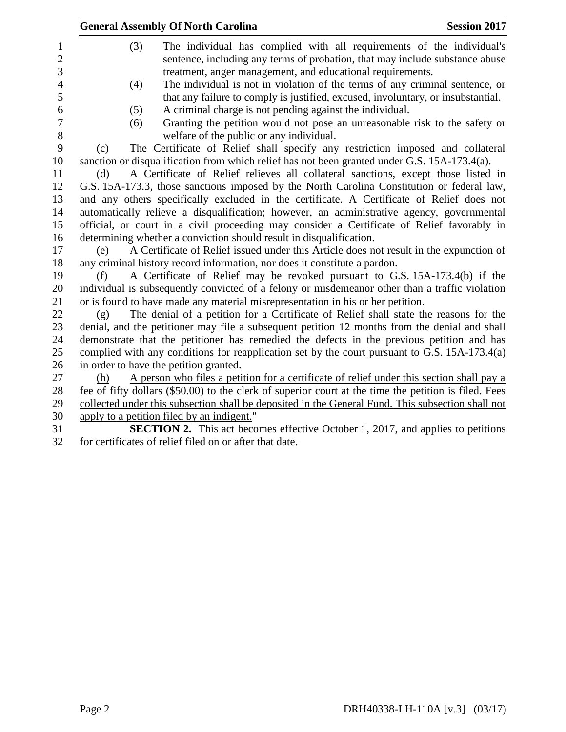(3) The individual has complied with all requirements of the individual's sentence, including any terms of probation, that may include substance abuse treatment, anger management, and educational requirements.

(4) The individual is not in violation of the terms of any criminal sentence, or that any failure to comply is justified, excused, involuntary, or insubstantial.

(5) A criminal charge is not pending against the individual.

(6) Granting the petition would not pose an unreasonable risk to the safety or welfare of the public or any individual.

(c) The Certificate of Relief shall specify any restriction imposed and collateral sanction or disqualification from which relief has not been granted under G.S. 15A-173.4(a).

(d) A Certificate of Relief relieves all collateral sanctions, except those listed in G.S. 15A-173.3, those sanctions imposed by the North Carolina Constitution or federal law, and any others specifically excluded in the certificate. A Certificate of Relief does not automatically relieve a disqualification; however, an administrative agency, governmental official, or court in a civil proceeding may consider a Certificate of Relief favorably in determining whether a conviction should result in disqualification.

(e) A Certificate of Relief issued under this Article does not result in the expunction of any criminal history record information, nor does it constitute a pardon.

(f) A Certificate of Relief may be revoked pursuant to G.S. 15A-173.4(b) if the individual is subsequently convicted of a felony or misdemeanor other than a traffic violation or is found to have made any material misrepresentation in his or her petition.

(g) The denial of a petition for a Certificate of Relief shall state the reasons for the denial, and the petitioner may file a subsequent petition 12 months from the denial and shall demonstrate that the petitioner has remedied the defects in the previous petition and has complied with any conditions for reapplication set by the court pursuant to G.S. 15A-173.4(a) in order to have the petition granted.

<u>(h) A person who files a petition for a certificate of relief under this section shall pay a fee of fifty dollars ($50.00) to the clerk of superior court at the time the petition is filed. Fees collected under this subsection shall be deposited in the General Fund. This subsection shall not apply to a petition filed by an indigent.</u>"

**SECTION 2.** This act becomes effective October 1, 2017, and applies to petitions for certificates of relief filed on or after that date.